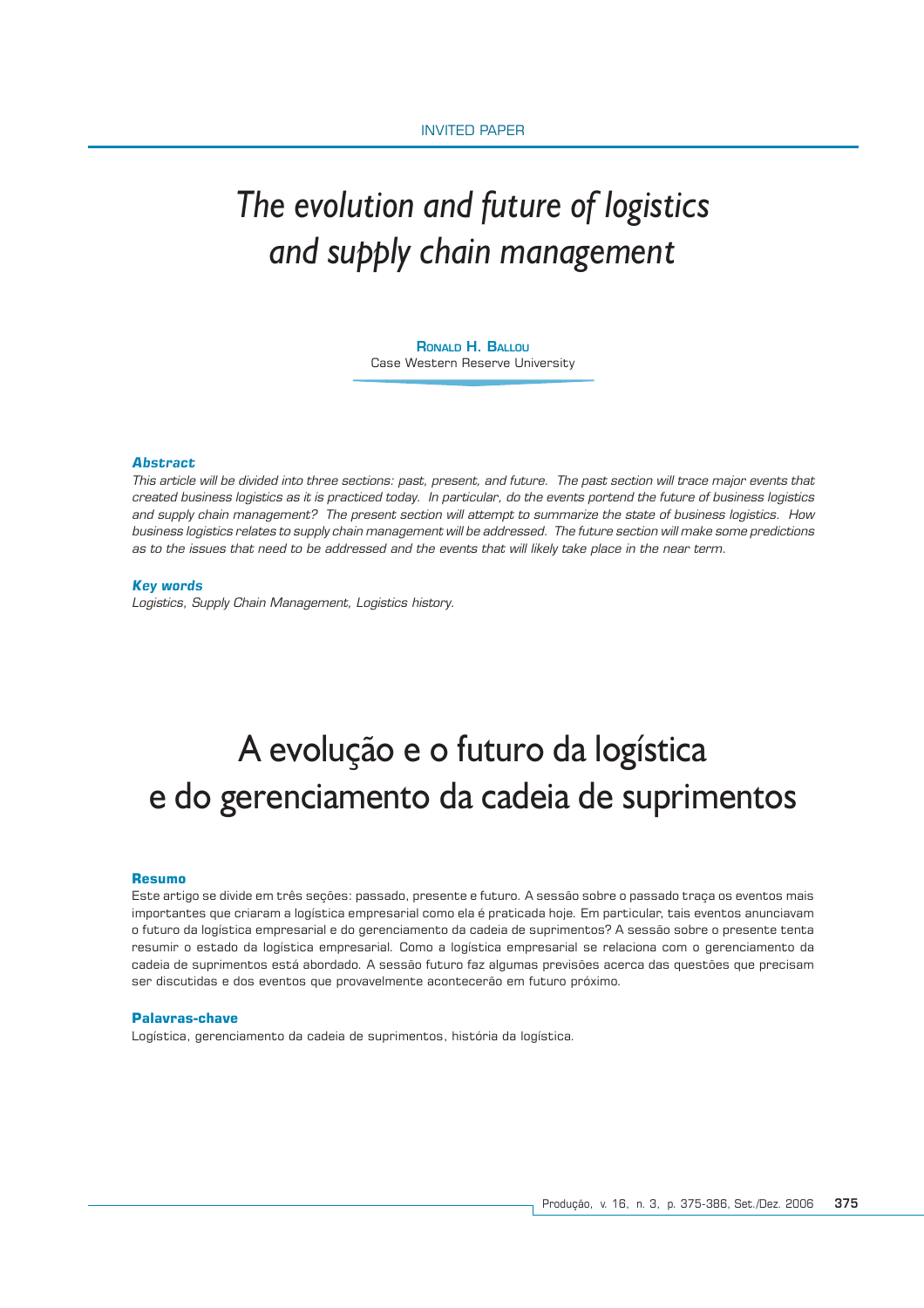INVITED PAPER

# *The evolution and future of logistics and supply chain management*

**Ronald H. Ballou**
Case Western Reserve University

### *Abstract*

*This article will be divided into three sections: past, present, and future. The past section will trace major events that created business logistics as it is practiced today. In particular, do the events portend the future of business logistics and supply chain management? The present section will attempt to summarize the state of business logistics. How business logistics relates to supply chain management will be addressed. The future section will make some predictions as to the issues that need to be addressed and the events that will likely take place in the near term.*

### *Key words*

*Logistics, Supply Chain Management, Logistics history.*

# A evolução e o futuro da logística e do gerenciamento da cadeia de suprimentos

### Resumo

Este artigo se divide em três seções: passado, presente e futuro. A sessão sobre o passado traça os eventos mais importantes que criaram a logística empresarial como ela é praticada hoje. Em particular, tais eventos anunciavam o futuro da logística empresarial e do gerenciamento da cadeia de suprimentos? A sessão sobre o presente tenta resumir o estado da logística empresarial. Como a logística empresarial se relaciona com o gerenciamento da cadeia de suprimentos está abordado. A sessão futuro faz algumas previsões acerca das questões que precisam ser discutidas e dos eventos que provavelmente acontecerão em futuro próximo.

### Palavras-chave

Logística, gerenciamento da cadeia de suprimentos, história da logística.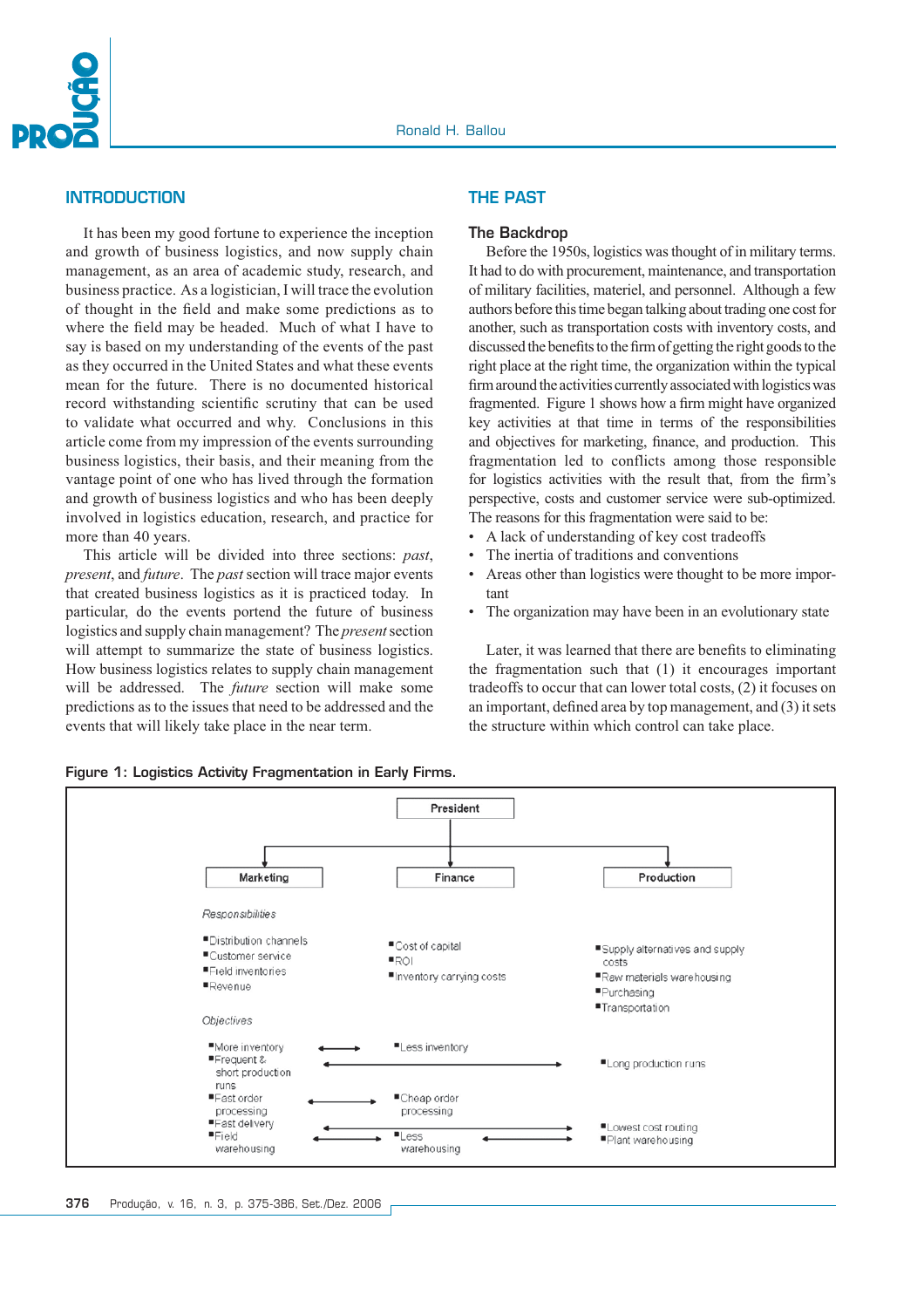## INTRODUCTION

It has been my good fortune to experience the inception and growth of business logistics, and now supply chain management, as an area of academic study, research, and business practice. As a logistician, I will trace the evolution of thought in the field and make some predictions as to where the field may be headed. Much of what I have to say is based on my understanding of the events of the past as they occurred in the United States and what these events mean for the future. There is no documented historical record withstanding scientific scrutiny that can be used to validate what occurred and why. Conclusions in this article come from my impression of the events surrounding business logistics, their basis, and their meaning from the vantage point of one who has lived through the formation and growth of business logistics and who has been deeply involved in logistics education, research, and practice for more than 40 years.

This article will be divided into three sections: *past*, *present*, and *future*. The *past* section will trace major events that created business logistics as it is practiced today. In particular, do the events portend the future of business logistics and supply chain management? The *present* section will attempt to summarize the state of business logistics. How business logistics relates to supply chain management will be addressed. The *future* section will make some predictions as to the issues that need to be addressed and the events that will likely take place in the near term.

## THE PAST

### The Backdrop

Before the 1950s, logistics was thought of in military terms. It had to do with procurement, maintenance, and transportation of military facilities, materiel, and personnel. Although a few authors before this time began talking about trading one cost for another, such as transportation costs with inventory costs, and discussed the benefits to the firm of getting the right goods to the right place at the right time, the organization within the typical firm around the activities currently associated with logistics was fragmented. Figure 1 shows how a firm might have organized key activities at that time in terms of the responsibilities and objectives for marketing, finance, and production. This fragmentation led to conflicts among those responsible for logistics activities with the result that, from the firm's perspective, costs and customer service were sub-optimized. The reasons for this fragmentation were said to be:

- A lack of understanding of key cost tradeoffs
- The inertia of traditions and conventions
- Areas other than logistics were thought to be more important
- The organization may have been in an evolutionary state

Later, it was learned that there are benefits to eliminating the fragmentation such that (1) it encourages important tradeoffs to occur that can lower total costs, (2) it focuses on an important, defined area by top management, and (3) it sets the structure within which control can take place.

Figure 1: Logistics Activity Fragmentation in Early Firms.

| | Marketing | Finance | Production |
|---|---|---|---|
| *Responsibilities* | ▪Distribution channels<br>▪Customer service<br>▪Field inventories<br>▪Revenue | ▪Cost of capital<br>▪ROI<br>▪Inventory carrying costs | ▪Supply alternatives and supply costs<br>▪Raw materials warehousing<br>▪Purchasing<br>▪Transportation |
| *Objectives* | ▪More inventory | ▪Less inventory | |
| | ▪Frequent & short production runs | | ▪Long production runs |
| | ▪Fast order processing | ▪Cheap order processing | |
| | ▪Fast delivery | | ▪Lowest cost routing |
| | ▪Field warehousing | ▪Less warehousing | ▪Plant warehousing |

(Organization: President → Marketing, Finance, Production)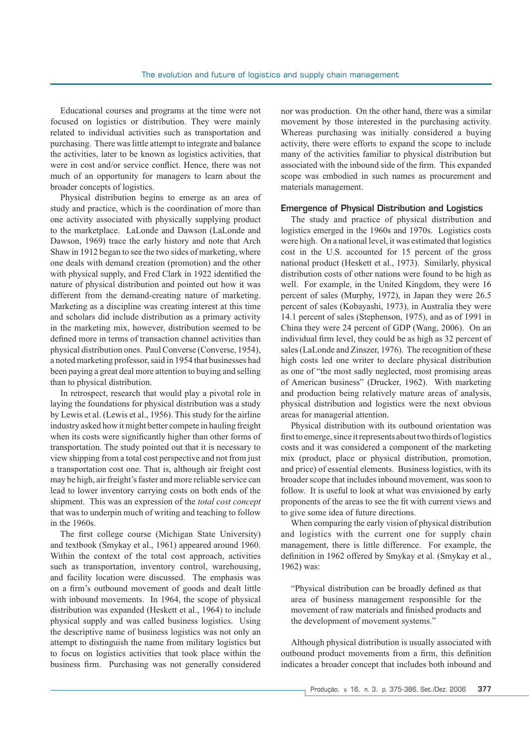Educational courses and programs at the time were not focused on logistics or distribution. They were mainly related to individual activities such as transportation and purchasing. There was little attempt to integrate and balance the activities, later to be known as logistics activities, that were in cost and/or service conflict. Hence, there was not much of an opportunity for managers to learn about the broader concepts of logistics.

Physical distribution begins to emerge as an area of study and practice, which is the coordination of more than one activity associated with physically supplying product to the marketplace. LaLonde and Dawson (LaLonde and Dawson, 1969) trace the early history and note that Arch Shaw in 1912 began to see the two sides of marketing, where one deals with demand creation (promotion) and the other with physical supply, and Fred Clark in 1922 identified the nature of physical distribution and pointed out how it was different from the demand-creating nature of marketing. Marketing as a discipline was creating interest at this time and scholars did include distribution as a primary activity in the marketing mix, however, distribution seemed to be defined more in terms of transaction channel activities than physical distribution ones. Paul Converse (Converse, 1954), a noted marketing professor, said in 1954 that businesses had been paying a great deal more attention to buying and selling than to physical distribution.

In retrospect, research that would play a pivotal role in laying the foundations for physical distribution was a study by Lewis et al. (Lewis et al., 1956). This study for the airline industry asked how it might better compete in hauling freight when its costs were significantly higher than other forms of transportation. The study pointed out that it is necessary to view shipping from a total cost perspective and not from just a transportation cost one. That is, although air freight cost may be high, air freight's faster and more reliable service can lead to lower inventory carrying costs on both ends of the shipment. This was an expression of the *total cost concept* that was to underpin much of writing and teaching to follow in the 1960s.

The first college course (Michigan State University) and textbook (Smykay et al., 1961) appeared around 1960. Within the context of the total cost approach, activities such as transportation, inventory control, warehousing, and facility location were discussed. The emphasis was on a firm's outbound movement of goods and dealt little with inbound movements. In 1964, the scope of physical distribution was expanded (Heskett et al., 1964) to include physical supply and was called business logistics. Using the descriptive name of business logistics was not only an attempt to distinguish the name from military logistics but to focus on logistics activities that took place within the business firm. Purchasing was not generally considered nor was production. On the other hand, there was a similar movement by those interested in the purchasing activity. Whereas purchasing was initially considered a buying activity, there were efforts to expand the scope to include many of the activities familiar to physical distribution but associated with the inbound side of the firm. This expanded scope was embodied in such names as procurement and materials management.

## Emergence of Physical Distribution and Logistics

The study and practice of physical distribution and logistics emerged in the 1960s and 1970s. Logistics costs were high. On a national level, it was estimated that logistics cost in the U.S. accounted for 15 percent of the gross national product (Heskett et al., 1973). Similarly, physical distribution costs of other nations were found to be high as well. For example, in the United Kingdom, they were 16 percent of sales (Murphy, 1972), in Japan they were 26.5 percent of sales (Kobayashi, 1973), in Australia they were 14.1 percent of sales (Stephenson, 1975), and as of 1991 in China they were 24 percent of GDP (Wang, 2006). On an individual firm level, they could be as high as 32 percent of sales (LaLonde and Zinszer, 1976). The recognition of these high costs led one writer to declare physical distribution as one of "the most sadly neglected, most promising areas of American business" (Drucker, 1962). With marketing and production being relatively mature areas of analysis, physical distribution and logistics were the next obvious areas for managerial attention.

Physical distribution with its outbound orientation was first to emerge, since it represents about two thirds of logistics costs and it was considered a component of the marketing mix (product, place or physical distribution, promotion, and price) of essential elements. Business logistics, with its broader scope that includes inbound movement, was soon to follow. It is useful to look at what was envisioned by early proponents of the areas to see the fit with current views and to give some idea of future directions.

When comparing the early vision of physical distribution and logistics with the current one for supply chain management, there is little difference. For example, the definition in 1962 offered by Smykay et al. (Smykay et al., 1962) was:

> "Physical distribution can be broadly defined as that area of business management responsible for the movement of raw materials and finished products and the development of movement systems."

Although physical distribution is usually associated with outbound product movements from a firm, this definition indicates a broader concept that includes both inbound and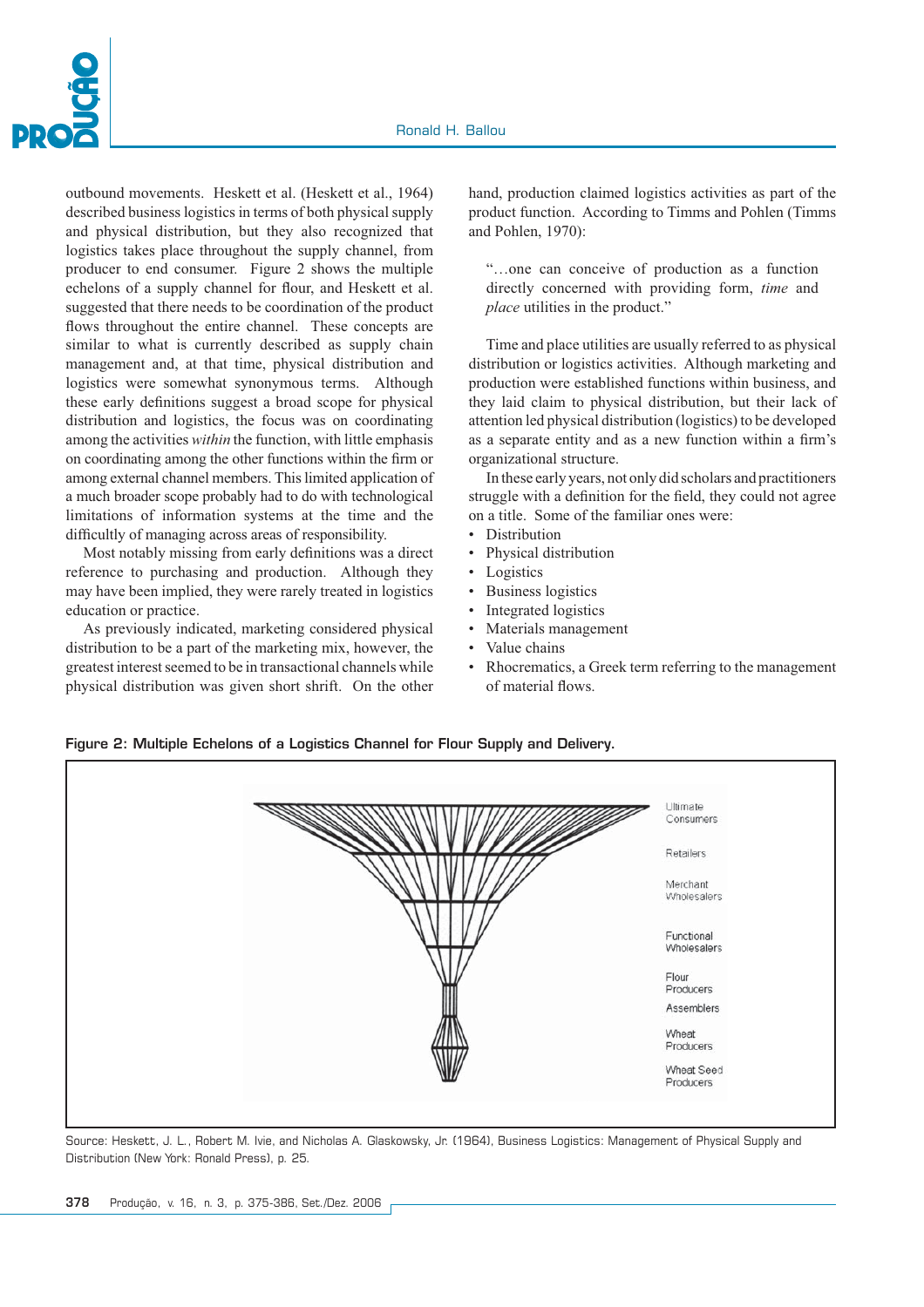outbound movements. Heskett et al. (Heskett et al., 1964) described business logistics in terms of both physical supply and physical distribution, but they also recognized that logistics takes place throughout the supply channel, from producer to end consumer. Figure 2 shows the multiple echelons of a supply channel for flour, and Heskett et al. suggested that there needs to be coordination of the product flows throughout the entire channel. These concepts are similar to what is currently described as supply chain management and, at that time, physical distribution and logistics were somewhat synonymous terms. Although these early definitions suggest a broad scope for physical distribution and logistics, the focus was on coordinating among the activities *within* the function, with little emphasis on coordinating among the other functions within the firm or among external channel members. This limited application of a much broader scope probably had to do with technological limitations of information systems at the time and the difficultly of managing across areas of responsibility.

Most notably missing from early definitions was a direct reference to purchasing and production. Although they may have been implied, they were rarely treated in logistics education or practice.

As previously indicated, marketing considered physical distribution to be a part of the marketing mix, however, the greatest interest seemed to be in transactional channels while physical distribution was given short shrift. On the other hand, production claimed logistics activities as part of the product function. According to Timms and Pohlen (Timms and Pohlen, 1970):

> "…one can conceive of production as a function directly concerned with providing form, *time* and *place* utilities in the product."

Time and place utilities are usually referred to as physical distribution or logistics activities. Although marketing and production were established functions within business, and they laid claim to physical distribution, but their lack of attention led physical distribution (logistics) to be developed as a separate entity and as a new function within a firm's organizational structure.

In these early years, not only did scholars and practitioners struggle with a definition for the field, they could not agree on a title. Some of the familiar ones were:

- Distribution
- Physical distribution
- Logistics
- Business logistics
- Integrated logistics
- Materials management
- Value chains
- Rhocrematics, a Greek term referring to the management of material flows.

**Figure 2: Multiple Echelons of a Logistics Channel for Flour Supply and Delivery.**

Ultimate Consumers

Retailers

Merchant Wholesalers

Functional Wholesalers

Flour Producers

Assemblers

Wheat Producers

Wheat Seed Producers

Source: Heskett, J. L., Robert M. Ivie, and Nicholas A. Glaskowsky, Jr. (1964), Business Logistics: Management of Physical Supply and Distribution (New York: Ronald Press), p. 25.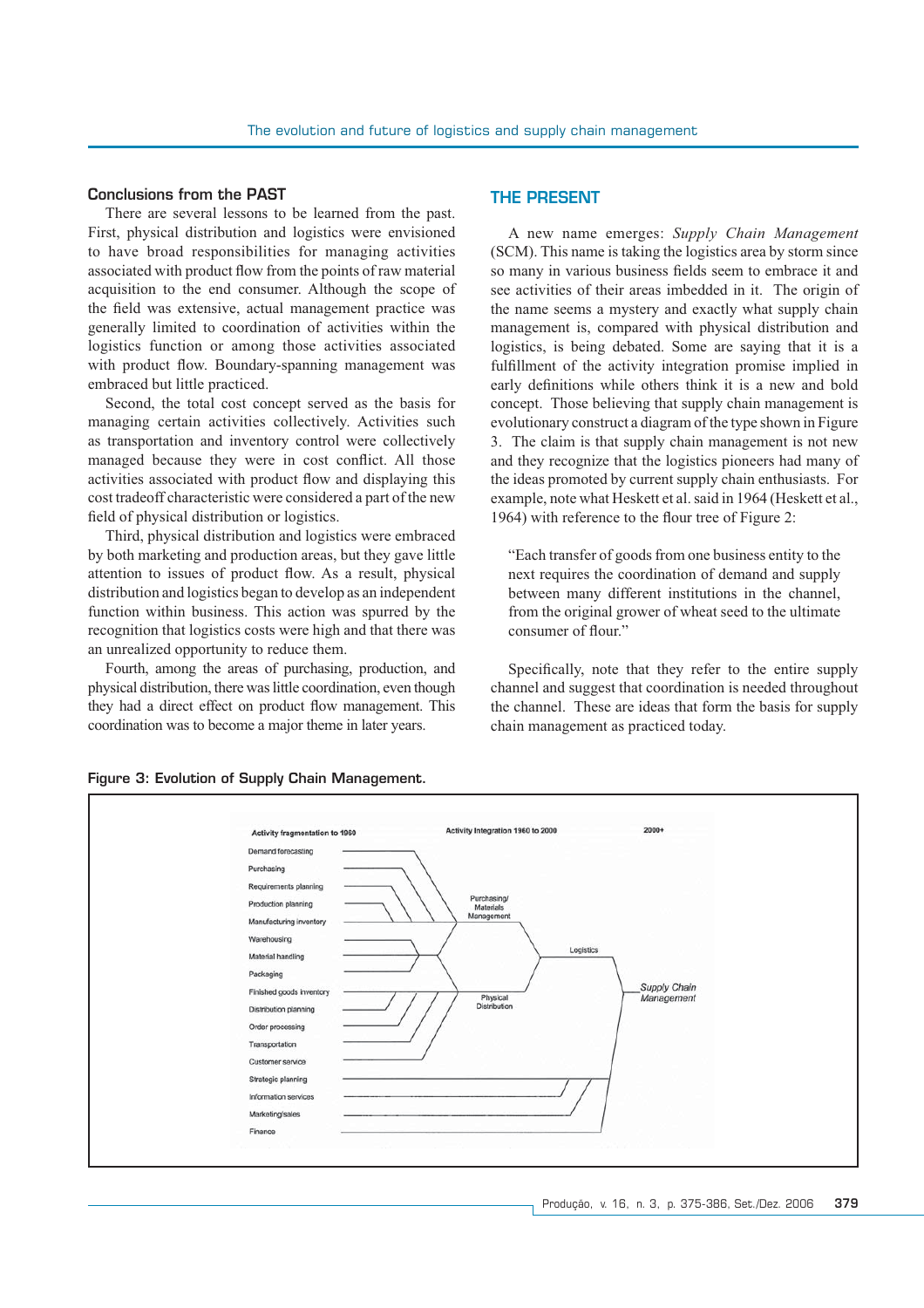### Conclusions from the PAST

There are several lessons to be learned from the past. First, physical distribution and logistics were envisioned to have broad responsibilities for managing activities associated with product flow from the points of raw material acquisition to the end consumer. Although the scope of the field was extensive, actual management practice was generally limited to coordination of activities within the logistics function or among those activities associated with product flow. Boundary-spanning management was embraced but little practiced.

Second, the total cost concept served as the basis for managing certain activities collectively. Activities such as transportation and inventory control were collectively managed because they were in cost conflict. All those activities associated with product flow and displaying this cost tradeoff characteristic were considered a part of the new field of physical distribution or logistics.

Third, physical distribution and logistics were embraced by both marketing and production areas, but they gave little attention to issues of product flow. As a result, physical distribution and logistics began to develop as an independent function within business. This action was spurred by the recognition that logistics costs were high and that there was an unrealized opportunity to reduce them.

Fourth, among the areas of purchasing, production, and physical distribution, there was little coordination, even though they had a direct effect on product flow management. This coordination was to become a major theme in later years.

## THE PRESENT

A new name emerges: *Supply Chain Management* (SCM). This name is taking the logistics area by storm since so many in various business fields seem to embrace it and see activities of their areas imbedded in it. The origin of the name seems a mystery and exactly what supply chain management is, compared with physical distribution and logistics, is being debated. Some are saying that it is a fulfillment of the activity integration promise implied in early definitions while others think it is a new and bold concept. Those believing that supply chain management is evolutionary construct a diagram of the type shown in Figure 3. The claim is that supply chain management is not new and they recognize that the logistics pioneers had many of the ideas promoted by current supply chain enthusiasts. For example, note what Heskett et al. said in 1964 (Heskett et al., 1964) with reference to the flour tree of Figure 2:

> "Each transfer of goods from one business entity to the next requires the coordination of demand and supply between many different institutions in the channel, from the original grower of wheat seed to the ultimate consumer of flour."

Specifically, note that they refer to the entire supply channel and suggest that coordination is needed throughout the channel. These are ideas that form the basis for supply chain management as practiced today.

**Figure 3: Evolution of Supply Chain Management.**

Activity fragmentation to 1960 | Activity Integration 1960 to 2000 | 2000+

Demand forecasting, Purchasing, Requirements planning, Production planning, Manufacturing inventory → Purchasing/ Materials Management

Warehousing, Material handling, Packaging, Finished goods inventory, Distribution planning, Order processing, Transportation, Customer service → Physical Distribution

Purchasing/ Materials Management + Physical Distribution → Logistics

Logistics + Strategic planning, Information services, Marketing/sales, Finance → *Supply Chain Management*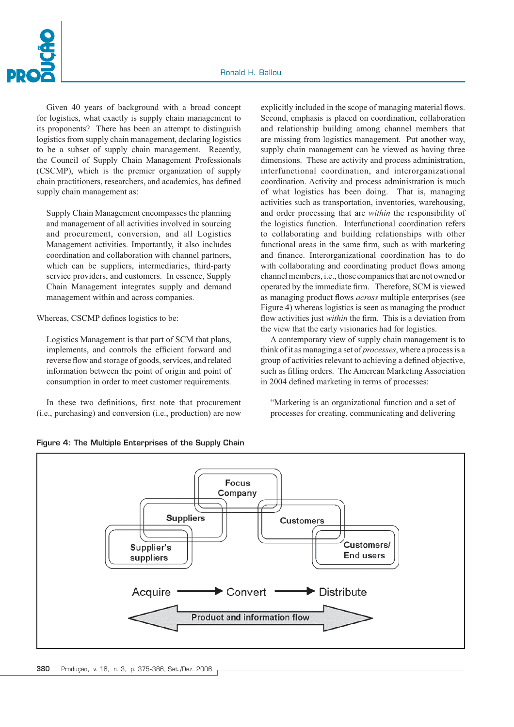Given 40 years of background with a broad concept for logistics, what exactly is supply chain management to its proponents? There has been an attempt to distinguish logistics from supply chain management, declaring logistics to be a subset of supply chain management. Recently, the Council of Supply Chain Management Professionals (CSCMP), which is the premier organization of supply chain practitioners, researchers, and academics, has defined supply chain management as:

> Supply Chain Management encompasses the planning and management of all activities involved in sourcing and procurement, conversion, and all Logistics Management activities. Importantly, it also includes coordination and collaboration with channel partners, which can be suppliers, intermediaries, third-party service providers, and customers. In essence, Supply Chain Management integrates supply and demand management within and across companies.

Whereas, CSCMP defines logistics to be:

> Logistics Management is that part of SCM that plans, implements, and controls the efficient forward and reverse flow and storage of goods, services, and related information between the point of origin and point of consumption in order to meet customer requirements.

In these two definitions, first note that procurement (i.e., purchasing) and conversion (i.e., production) are now explicitly included in the scope of managing material flows. Second, emphasis is placed on coordination, collaboration and relationship building among channel members that are missing from logistics management. Put another way, supply chain management can be viewed as having three dimensions. These are activity and process administration, interfunctional coordination, and interorganizational coordination. Activity and process administration is much of what logistics has been doing. That is, managing activities such as transportation, inventories, warehousing, and order processing that are *within* the responsibility of the logistics function. Interfunctional coordination refers to collaborating and building relationships with other functional areas in the same firm, such as with marketing and finance. Interorganizational coordination has to do with collaborating and coordinating product flows among channel members, i.e., those companies that are not owned or operated by the immediate firm. Therefore, SCM is viewed as managing product flows *across* multiple enterprises (see Figure 4) whereas logistics is seen as managing the product flow activities just *within* the firm. This is a deviation from the view that the early visionaries had for logistics.

A contemporary view of supply chain management is to think of it as managing a set of *processes*, where a process is a group of activities relevant to achieving a defined objective, such as filling orders. The Amercan Marketing Association in 2004 defined marketing in terms of processes:

> "Marketing is an organizational function and a set of processes for creating, communicating and delivering

Figure 4: The Multiple Enterprises of the Supply Chain

Focus Company
Suppliers
Customers
Supplier's suppliers
Customers/ End users
Acquire → Convert → Distribute
Product and information flow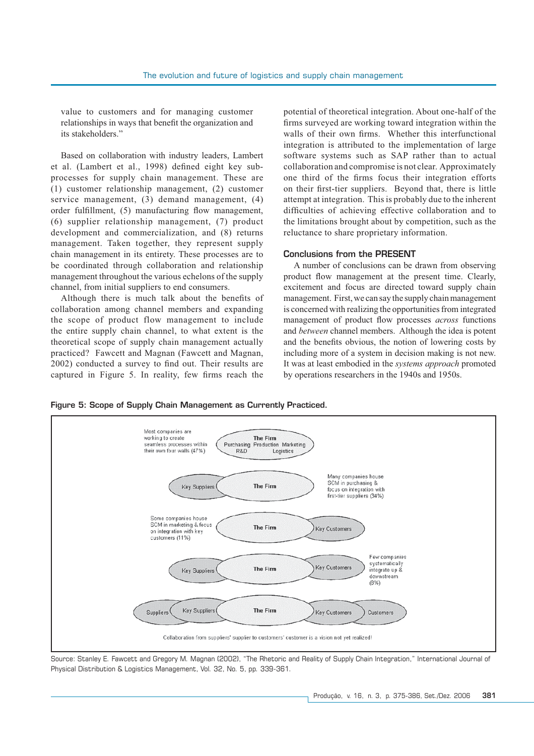value to customers and for managing customer relationships in ways that benefit the organization and its stakeholders."

Based on collaboration with industry leaders, Lambert et al. (Lambert et al., 1998) defined eight key sub-processes for supply chain management. These are (1) customer relationship management, (2) customer service management, (3) demand management, (4) order fulfillment, (5) manufacturing flow management, (6) supplier relationship management, (7) product development and commercialization, and (8) returns management. Taken together, they represent supply chain management in its entirety. These processes are to be coordinated through collaboration and relationship management throughout the various echelons of the supply channel, from initial suppliers to end consumers.

Although there is much talk about the benefits of collaboration among channel members and expanding the scope of product flow management to include the entire supply chain channel, to what extent is the theoretical scope of supply chain management actually practiced? Fawcett and Magnan (Fawcett and Magnan, 2002) conducted a survey to find out. Their results are captured in Figure 5. In reality, few firms reach the potential of theoretical integration. About one-half of the firms surveyed are working toward integration within the walls of their own firms. Whether this interfunctional integration is attributed to the implementation of large software systems such as SAP rather than to actual collaboration and compromise is not clear. Approximately one third of the firms focus their integration efforts on their first-tier suppliers. Beyond that, there is little attempt at integration. This is probably due to the inherent difficulties of achieving effective collaboration and to the limitations brought about by competition, such as the reluctance to share proprietary information.

## Conclusions from the PRESENT

A number of conclusions can be drawn from observing product flow management at the present time. Clearly, excitement and focus are directed toward supply chain management. First, we can say the supply chain management is concerned with realizing the opportunities from integrated management of product flow processes *across* functions and *between* channel members. Although the idea is potent and the benefits obvious, the notion of lowering costs by including more of a system in decision making is not new. It was at least embodied in the *systems approach* promoted by operations researchers in the 1940s and 1950s.

**Figure 5: Scope of Supply Chain Management as Currently Practiced.**

Most companies are working to create seamless processes within their own four walls (47%)
The Firm: Purchasing, Production, Marketing, R&D, Logistics

Many companies house SCM in purchasing & focus on integration with first-tier suppliers (34%)
Key Suppliers — The Firm

Some companies house SCM in marketing & focus on integration with key customers (11%)
The Firm — Key Customers

Few companies systematically integrate up & downstream (8%)
Key Suppliers — The Firm — Key Customers

Suppliers — Key Suppliers — The Firm — Key Customers — Customers

Collaboration from suppliers' supplier to customers' customer is a vision not yet realized!

Source: Stanley E. Fawcett and Gregory M. Magnan (2002), "The Rhetoric and Reality of Supply Chain Integration," International Journal of Physical Distribution & Logistics Management, Vol. 32, No. 5, pp. 339-361.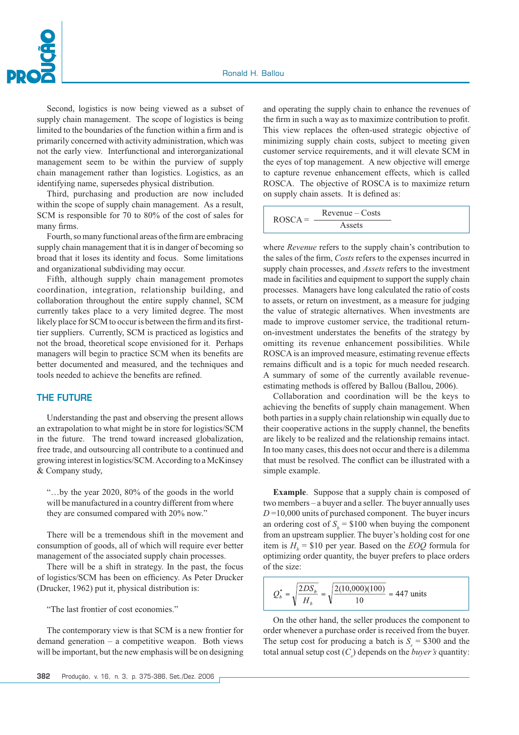Second, logistics is now being viewed as a subset of supply chain management. The scope of logistics is being limited to the boundaries of the function within a firm and is primarily concerned with activity administration, which was not the early view. Interfunctional and interorganizational management seem to be within the purview of supply chain management rather than logistics. Logistics, as an identifying name, supersedes physical distribution.

Third, purchasing and production are now included within the scope of supply chain management. As a result, SCM is responsible for 70 to 80% of the cost of sales for many firms.

Fourth, so many functional areas of the firm are embracing supply chain management that it is in danger of becoming so broad that it loses its identity and focus. Some limitations and organizational subdividing may occur.

Fifth, although supply chain management promotes coordination, integration, relationship building, and collaboration throughout the entire supply channel, SCM currently takes place to a very limited degree. The most likely place for SCM to occur is between the firm and its first-tier suppliers. Currently, SCM is practiced as logistics and not the broad, theoretical scope envisioned for it. Perhaps managers will begin to practice SCM when its benefits are better documented and measured, and the techniques and tools needed to achieve the benefits are refined.

## THE FUTURE

Understanding the past and observing the present allows an extrapolation to what might be in store for logistics/SCM in the future. The trend toward increased globalization, free trade, and outsourcing all contribute to a continued and growing interest in logistics/SCM. According to a McKinsey & Company study,

> "…by the year 2020, 80% of the goods in the world will be manufactured in a country different from where they are consumed compared with 20% now."

There will be a tremendous shift in the movement and consumption of goods, all of which will require ever better management of the associated supply chain processes.

There will be a shift in strategy. In the past, the focus of logistics/SCM has been on efficiency. As Peter Drucker (Drucker, 1962) put it, physical distribution is:

> "The last frontier of cost economies."

The contemporary view is that SCM is a new frontier for demand generation – a competitive weapon. Both views will be important, but the new emphasis will be on designing and operating the supply chain to enhance the revenues of the firm in such a way as to maximize contribution to profit. This view replaces the often-used strategic objective of minimizing supply chain costs, subject to meeting given customer service requirements, and it will elevate SCM in the eyes of top management. A new objective will emerge to capture revenue enhancement effects, which is called ROSCA. The objective of ROSCA is to maximize return on supply chain assets. It is defined as:

$$\text{ROSCA} = \frac{\text{Revenue} - \text{Costs}}{\text{Assets}}$$

where *Revenue* refers to the supply chain's contribution to the sales of the firm, *Costs* refers to the expenses incurred in supply chain processes, and *Assets* refers to the investment made in facilities and equipment to support the supply chain processes. Managers have long calculated the ratio of costs to assets, or return on investment, as a measure for judging the value of strategic alternatives. When investments are made to improve customer service, the traditional return-on-investment understates the benefits of the strategy by omitting its revenue enhancement possibilities. While ROSCA is an improved measure, estimating revenue effects remains difficult and is a topic for much needed research. A summary of some of the currently available revenue-estimating methods is offered by Ballou (Ballou, 2006).

Collaboration and coordination will be the keys to achieving the benefits of supply chain management. When both parties in a supply chain relationship win equally due to their cooperative actions in the supply channel, the benefits are likely to be realized and the relationship remains intact. In too many cases, this does not occur and there is a dilemma that must be resolved. The conflict can be illustrated with a simple example.

**Example**. Suppose that a supply chain is composed of two members – a buyer and a seller. The buyer annually uses $D = 10{,}000$ units of purchased component. The buyer incurs an ordering cost of $S_b = \$100$ when buying the component from an upstream supplier. The buyer's holding cost for one item is $H_b = \$10$ per year. Based on the *EOQ* formula for optimizing order quantity, the buyer prefers to place orders of the size:

$$Q_b^* = \sqrt{\frac{2DS_b}{H_b}} = \sqrt{\frac{2(10{,}000)(100)}{10}} = 447 \text{ units}$$

On the other hand, the seller produces the component to order whenever a purchase order is received from the buyer. The setup cost for producing a batch is $S_s = \$300$ and the total annual setup cost ($C_s$) depends on the *buyer's* quantity: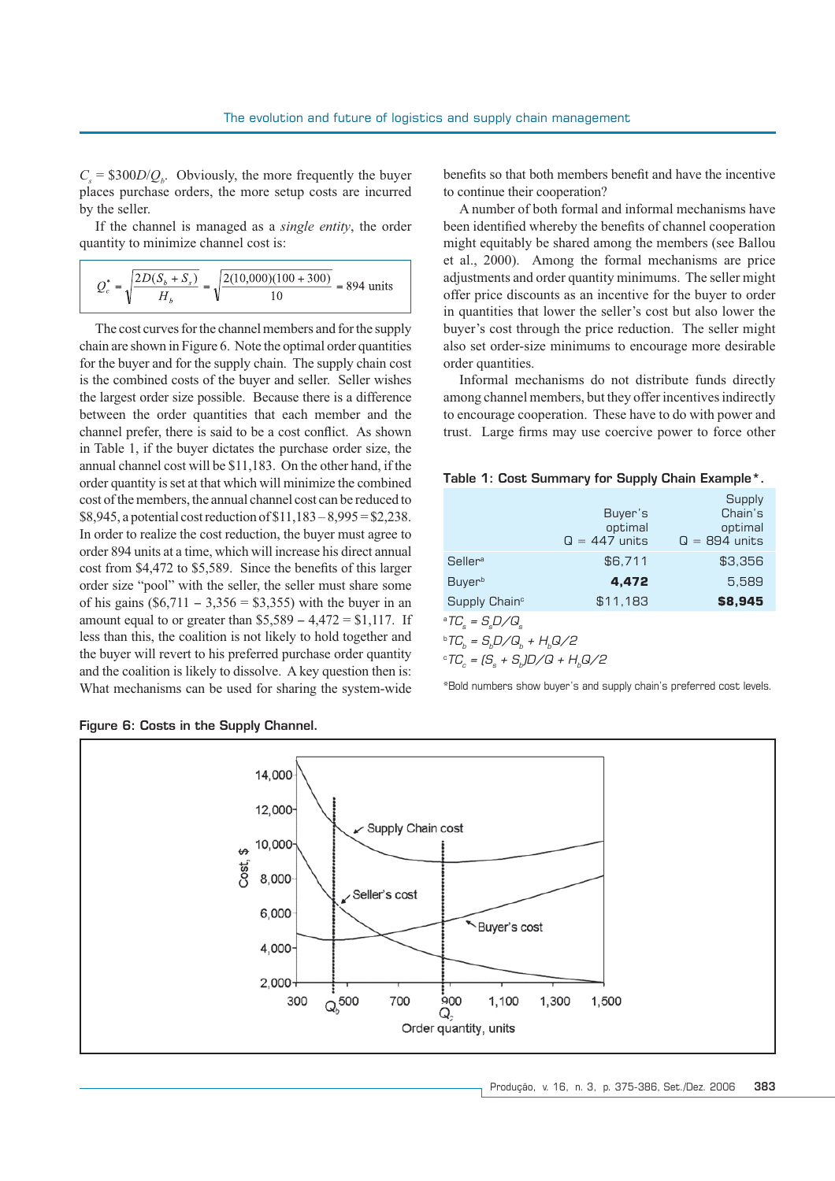$C_s = \$300D/Q_b$. Obviously, the more frequently the buyer places purchase orders, the more setup costs are incurred by the seller.

If the channel is managed as a *single entity*, the order quantity to minimize channel cost is:

$$Q_c^* = \sqrt{\frac{2D(S_b + S_s)}{H_b}} = \sqrt{\frac{2(10{,}000)(100 + 300)}{10}} = 894 \text{ units}$$

The cost curves for the channel members and for the supply chain are shown in Figure 6. Note the optimal order quantities for the buyer and for the supply chain. The supply chain cost is the combined costs of the buyer and seller. Seller wishes the largest order size possible. Because there is a difference between the order quantities that each member and the channel prefer, there is said to be a cost conflict. As shown in Table 1, if the buyer dictates the purchase order size, the annual channel cost will be \$11,183. On the other hand, if the order quantity is set at that which will minimize the combined cost of the members, the annual channel cost can be reduced to \$8,945, a potential cost reduction of \$11,183 – 8,995 = \$2,238. In order to realize the cost reduction, the buyer must agree to order 894 units at a time, which will increase his direct annual cost from \$4,472 to \$5,589. Since the benefits of this larger order size "pool" with the seller, the seller must share some of his gains (\$6,711 – 3,356 = \$3,355) with the buyer in an amount equal to or greater than \$5,589 – 4,472 = \$1,117. If less than this, the coalition is not likely to hold together and the buyer will revert to his preferred purchase order quantity and the coalition is likely to dissolve. A key question then is: What mechanisms can be used for sharing the system-wide benefits so that both members benefit and have the incentive to continue their cooperation?

A number of both formal and informal mechanisms have been identified whereby the benefits of channel cooperation might equitably be shared among the members (see Ballou et al., 2000). Among the formal mechanisms are price adjustments and order quantity minimums. The seller might offer price discounts as an incentive for the buyer to order in quantities that lower the seller's cost but also lower the buyer's cost through the price reduction. The seller might also set order-size minimums to encourage more desirable order quantities.

Informal mechanisms do not distribute funds directly among channel members, but they offer incentives indirectly to encourage cooperation. These have to do with power and trust. Large firms may use coercive power to force other

**Table 1: Cost Summary for Supply Chain Example\*.**

| | Buyer's optimal Q = 447 units | Supply Chain's optimal Q = 894 units |
|---|---|---|
| Seller[a] | \$6,711 | \$3,356 |
| Buyer[b] | **4,472** | 5,589 |
| Supply Chain[c] | \$11,183 | **\$8,945** |

[a] $TC_s = S_sD/Q_s$

[b] $TC_b = S_bD/Q_b + H_bQ/2$

[c] $TC_c = (S_s + S_b)D/Q + H_bQ/2$

*Bold numbers show buyer's and supply chain's preferred cost levels.

**Figure 6: Costs in the Supply Channel.**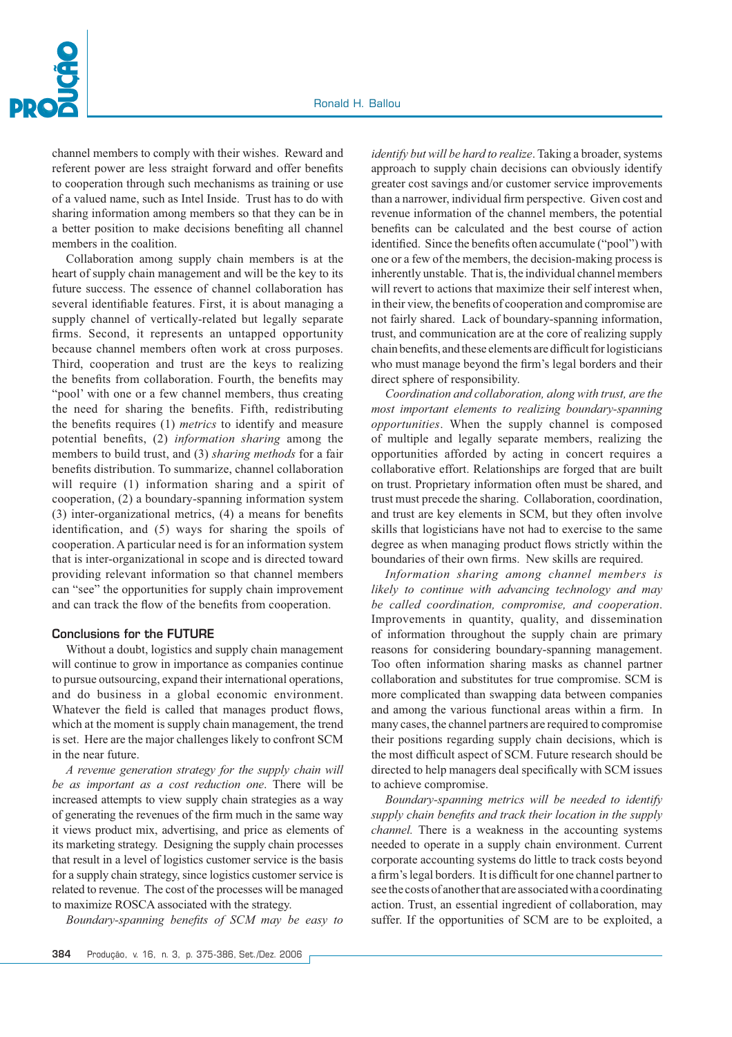channel members to comply with their wishes. Reward and referent power are less straight forward and offer benefits to cooperation through such mechanisms as training or use of a valued name, such as Intel Inside. Trust has to do with sharing information among members so that they can be in a better position to make decisions benefiting all channel members in the coalition.

Collaboration among supply chain members is at the heart of supply chain management and will be the key to its future success. The essence of channel collaboration has several identifiable features. First, it is about managing a supply channel of vertically-related but legally separate firms. Second, it represents an untapped opportunity because channel members often work at cross purposes. Third, cooperation and trust are the keys to realizing the benefits from collaboration. Fourth, the benefits may "pool' with one or a few channel members, thus creating the need for sharing the benefits. Fifth, redistributing the benefits requires (1) *metrics* to identify and measure potential benefits, (2) *information sharing* among the members to build trust, and (3) *sharing methods* for a fair benefits distribution. To summarize, channel collaboration will require (1) information sharing and a spirit of cooperation, (2) a boundary-spanning information system (3) inter-organizational metrics, (4) a means for benefits identification, and (5) ways for sharing the spoils of cooperation. A particular need is for an information system that is inter-organizational in scope and is directed toward providing relevant information so that channel members can "see" the opportunities for supply chain improvement and can track the flow of the benefits from cooperation.

## Conclusions for the FUTURE

Without a doubt, logistics and supply chain management will continue to grow in importance as companies continue to pursue outsourcing, expand their international operations, and do business in a global economic environment. Whatever the field is called that manages product flows, which at the moment is supply chain management, the trend is set. Here are the major challenges likely to confront SCM in the near future.

*A revenue generation strategy for the supply chain will be as important as a cost reduction one*. There will be increased attempts to view supply chain strategies as a way of generating the revenues of the firm much in the same way it views product mix, advertising, and price as elements of its marketing strategy. Designing the supply chain processes that result in a level of logistics customer service is the basis for a supply chain strategy, since logistics customer service is related to revenue. The cost of the processes will be managed to maximize ROSCA associated with the strategy.

*Boundary-spanning benefits of SCM may be easy to identify but will be hard to realize*. Taking a broader, systems approach to supply chain decisions can obviously identify greater cost savings and/or customer service improvements than a narrower, individual firm perspective. Given cost and revenue information of the channel members, the potential benefits can be calculated and the best course of action identified. Since the benefits often accumulate ("pool") with one or a few of the members, the decision-making process is inherently unstable. That is, the individual channel members will revert to actions that maximize their self interest when, in their view, the benefits of cooperation and compromise are not fairly shared. Lack of boundary-spanning information, trust, and communication are at the core of realizing supply chain benefits, and these elements are difficult for logisticians who must manage beyond the firm's legal borders and their direct sphere of responsibility.

*Coordination and collaboration, along with trust, are the most important elements to realizing boundary-spanning opportunities*. When the supply channel is composed of multiple and legally separate members, realizing the opportunities afforded by acting in concert requires a collaborative effort. Relationships are forged that are built on trust. Proprietary information often must be shared, and trust must precede the sharing. Collaboration, coordination, and trust are key elements in SCM, but they often involve skills that logisticians have not had to exercise to the same degree as when managing product flows strictly within the boundaries of their own firms. New skills are required.

*Information sharing among channel members is likely to continue with advancing technology and may be called coordination, compromise, and cooperation*. Improvements in quantity, quality, and dissemination of information throughout the supply chain are primary reasons for considering boundary-spanning management. Too often information sharing masks as channel partner collaboration and substitutes for true compromise. SCM is more complicated than swapping data between companies and among the various functional areas within a firm. In many cases, the channel partners are required to compromise their positions regarding supply chain decisions, which is the most difficult aspect of SCM. Future research should be directed to help managers deal specifically with SCM issues to achieve compromise.

*Boundary-spanning metrics will be needed to identify supply chain benefits and track their location in the supply channel.* There is a weakness in the accounting systems needed to operate in a supply chain environment. Current corporate accounting systems do little to track costs beyond a firm's legal borders. It is difficult for one channel partner to see the costs of another that are associated with a coordinating action. Trust, an essential ingredient of collaboration, may suffer. If the opportunities of SCM are to be exploited, a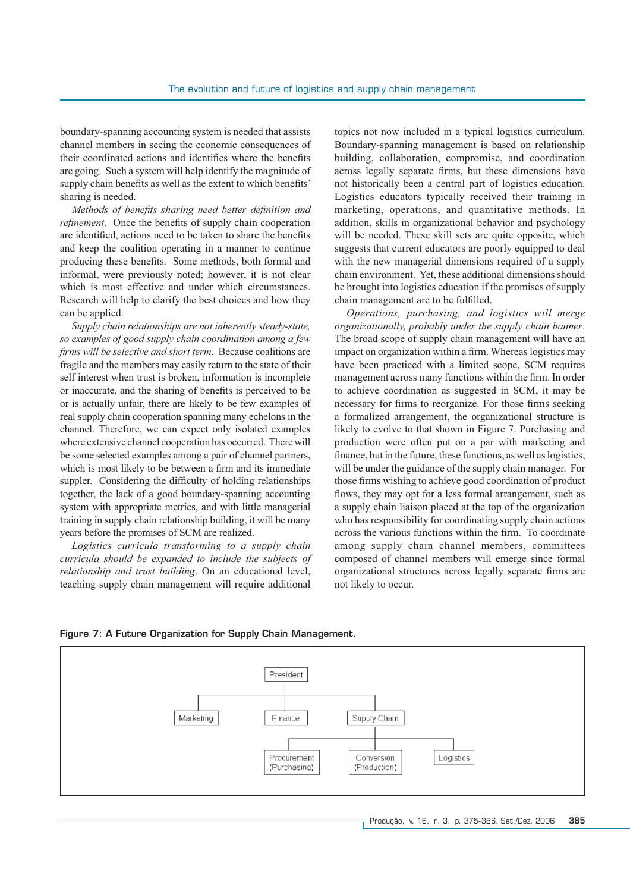boundary-spanning accounting system is needed that assists channel members in seeing the economic consequences of their coordinated actions and identifies where the benefits are going. Such a system will help identify the magnitude of supply chain benefits as well as the extent to which benefits' sharing is needed.

*Methods of benefits sharing need better definition and refinement*. Once the benefits of supply chain cooperation are identified, actions need to be taken to share the benefits and keep the coalition operating in a manner to continue producing these benefits. Some methods, both formal and informal, were previously noted; however, it is not clear which is most effective and under which circumstances. Research will help to clarify the best choices and how they can be applied.

*Supply chain relationships are not inherently steady-state, so examples of good supply chain coordination among a few firms will be selective and short term.* Because coalitions are fragile and the members may easily return to the state of their self interest when trust is broken, information is incomplete or inaccurate, and the sharing of benefits is perceived to be or is actually unfair, there are likely to be few examples of real supply chain cooperation spanning many echelons in the channel. Therefore, we can expect only isolated examples where extensive channel cooperation has occurred. There will be some selected examples among a pair of channel partners, which is most likely to be between a firm and its immediate suppler. Considering the difficulty of holding relationships together, the lack of a good boundary-spanning accounting system with appropriate metrics, and with little managerial training in supply chain relationship building, it will be many years before the promises of SCM are realized.

*Logistics curricula transforming to a supply chain curricula should be expanded to include the subjects of relationship and trust building*. On an educational level, teaching supply chain management will require additional topics not now included in a typical logistics curriculum. Boundary-spanning management is based on relationship building, collaboration, compromise, and coordination across legally separate firms, but these dimensions have not historically been a central part of logistics education. Logistics educators typically received their training in marketing, operations, and quantitative methods. In addition, skills in organizational behavior and psychology will be needed. These skill sets are quite opposite, which suggests that current educators are poorly equipped to deal with the new managerial dimensions required of a supply chain environment. Yet, these additional dimensions should be brought into logistics education if the promises of supply chain management are to be fulfilled.

*Operations, purchasing, and logistics will merge organizationally, probably under the supply chain banner*. The broad scope of supply chain management will have an impact on organization within a firm. Whereas logistics may have been practiced with a limited scope, SCM requires management across many functions within the firm. In order to achieve coordination as suggested in SCM, it may be necessary for firms to reorganize. For those firms seeking a formalized arrangement, the organizational structure is likely to evolve to that shown in Figure 7. Purchasing and production were often put on a par with marketing and finance, but in the future, these functions, as well as logistics, will be under the guidance of the supply chain manager. For those firms wishing to achieve good coordination of product flows, they may opt for a less formal arrangement, such as a supply chain liaison placed at the top of the organization who has responsibility for coordinating supply chain actions across the various functions within the firm. To coordinate among supply chain channel members, committees composed of channel members will emerge since formal organizational structures across legally separate firms are not likely to occur.

**Figure 7: A Future Organization for Supply Chain Management.**

- President
  - Marketing
  - Finance
  - Supply Chain
    - Procurement (Purchasing)
    - Conversion (Production)
    - Logistics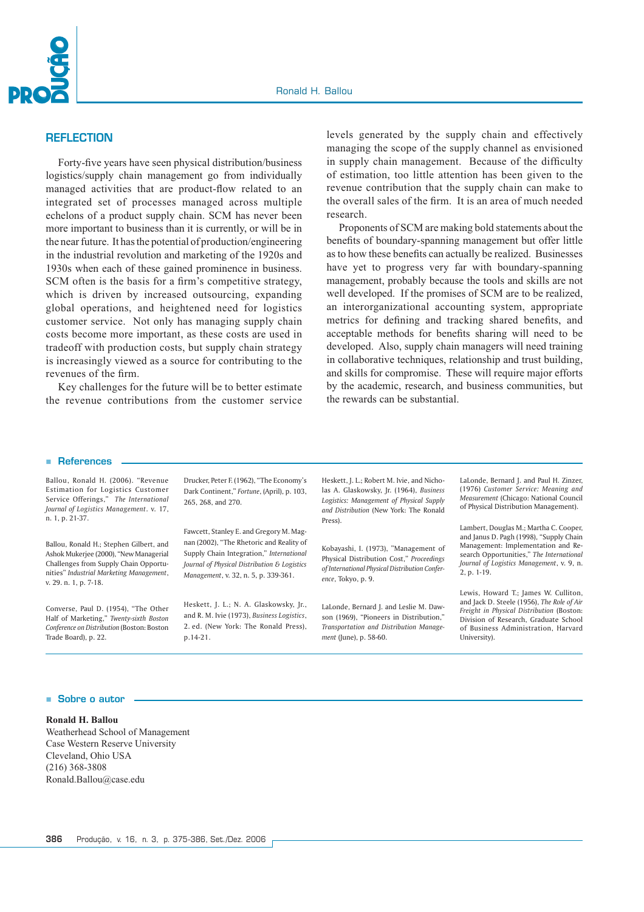## REFLECTION

Forty-five years have seen physical distribution/business logistics/supply chain management go from individually managed activities that are product-flow related to an integrated set of processes managed across multiple echelons of a product supply chain. SCM has never been more important to business than it is currently, or will be in the near future. It has the potential of production/engineering in the industrial revolution and marketing of the 1920s and 1930s when each of these gained prominence in business. SCM often is the basis for a firm's competitive strategy, which is driven by increased outsourcing, expanding global operations, and heightened need for logistics customer service. Not only has managing supply chain costs become more important, as these costs are used in tradeoff with production costs, but supply chain strategy is increasingly viewed as a source for contributing to the revenues of the firm.

Key challenges for the future will be to better estimate the revenue contributions from the customer service levels generated by the supply chain and effectively managing the scope of the supply channel as envisioned in supply chain management. Because of the difficulty of estimation, too little attention has been given to the revenue contribution that the supply chain can make to the overall sales of the firm. It is an area of much needed research.

Proponents of SCM are making bold statements about the benefits of boundary-spanning management but offer little as to how these benefits can actually be realized. Businesses have yet to progress very far with boundary-spanning management, probably because the tools and skills are not well developed. If the promises of SCM are to be realized, an interorganizational accounting system, appropriate metrics for defining and tracking shared benefits, and acceptable methods for benefits sharing will need to be developed. Also, supply chain managers will need training in collaborative techniques, relationship and trust building, and skills for compromise. These will require major efforts by the academic, research, and business communities, but the rewards can be substantial.

## References

Ballou, Ronald H. (2006). "Revenue Estimation for Logistics Customer Service Offerings," *The International Journal of Logistics Management*. v. 17, n. 1, p. 21-37.

Ballou, Ronald H.; Stephen Gilbert, and Ashok Mukerjee (2000), "New Managerial Challenges from Supply Chain Opportunities" *Industrial Marketing Management*, v. 29. n. 1, p. 7-18.

Converse, Paul D. (1954), "The Other Half of Marketing," *Twenty-sixth Boston Conference on Distribution* (Boston: Boston Trade Board), p. 22.

Drucker, Peter F. (1962), "The Economy's Dark Continent," *Fortune*, (April), p. 103, 265, 268, and 270.

Fawcett, Stanley E. and Gregory M. Magnan (2002), "The Rhetoric and Reality of Supply Chain Integration," *International Journal of Physical Distribution & Logistics Management*, v. 32, n. 5, p. 339-361.

Heskett, J. L.; N. A. Glaskowsky, Jr., and R. M. Ivie (1973), *Business Logistics*, 2. ed. (New York: The Ronald Press), p.14-21.

Heskett, J. L.; Robert M. Ivie, and Nicholas A. Glaskowsky, Jr. (1964), *Business Logistics: Management of Physical Supply and Distribution* (New York: The Ronald Press).

Kobayashi, I. (1973), "Management of Physical Distribution Cost," *Proceedings of International Physical Distribution Conference*, Tokyo, p. 9.

LaLonde, Bernard J. and Leslie M. Dawson (1969), "Pioneers in Distribution," *Transportation and Distribution Management* (June), p. 58-60.

LaLonde, Bernard J. and Paul H. Zinzer, (1976) *Customer Service: Meaning and Measurement* (Chicago: National Council of Physical Distribution Management).

Lambert, Douglas M.; Martha C. Cooper, and Janus D. Pagh (1998), "Supply Chain Management: Implementation and Research Opportunities," *The International Journal of Logistics Management*, v. 9, n. 2, p. 1-19.

Lewis, Howard T.; James W. Culliton, and Jack D. Steele (1956), *The Role of Air Freight in Physical Distribution* (Boston: Division of Research, Graduate School of Business Administration, Harvard University).

## Sobre o autor

**Ronald H. Ballou**
Weatherhead School of Management
Case Western Reserve University
Cleveland, Ohio USA
(216) 368-3808
Ronald.Ballou@case.edu